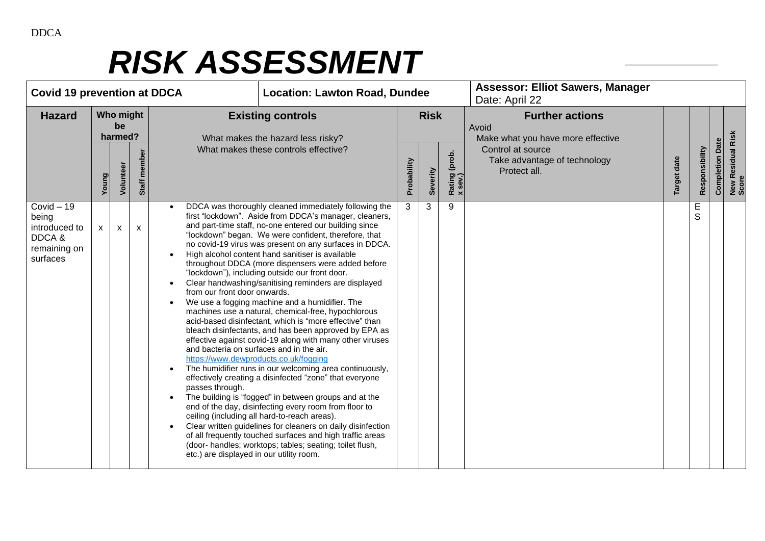DDCA

# *RISK ASSESSMENT*

| **Covid 19 prevention at DDCA** | **Location: Lawton Road, Dundee** | **Assessor: Elliot Sawers, Manager** Date: April 22 |
|---|---|---|

| **Hazard** | **Who might be harmed?** | | | **Existing controls** What makes the hazard less risky? What makes these controls effective? | **Risk** | | | **Further actions** Avoid Make what you have more effective Control at source Take advantage of technology Protect all. | Target date | Responsibility | Completion Date | New Residual Risk Score |
|---|---|---|---|---|---|---|---|---|---|---|---|---|
| | Young | Volunteer | Staff member | | Probability | Severity | Rating (prob. x sev.) | | | | | |
| Covid – 19 being introduced to DDCA & remaining on surfaces | x | x | x | • DDCA was thoroughly cleaned immediately following the first "lockdown". Aside from DDCA's manager, cleaners, and part-time staff, no-one entered our building since "lockdown" began. We were confident, therefore, that no covid-19 virus was present on any surfaces in DDCA.<br>• High alcohol content hand sanitiser is available throughout DDCA (more dispensers were added before "lockdown"), including outside our front door.<br>• Clear handwashing/sanitising reminders are displayed from our front door onwards.<br>• We use a fogging machine and a humidifier. The machines use a natural, chemical-free, hypochlorous acid-based disinfectant, which is "more effective" than bleach disinfectants, and has been approved by EPA as effective against covid-19 along with many other viruses and bacteria on surfaces and in the air. https://www.dewproducts.co.uk/fogging<br>• The humidifier runs in our welcoming area continuously, effectively creating a disinfected "zone" that everyone passes through.<br>• The building is "fogged" in between groups and at the end of the day, disinfecting every room from floor to ceiling (including all hard-to-reach areas).<br>• Clear written guidelines for cleaners on daily disinfection of all frequently touched surfaces and high traffic areas (door- handles; worktops; tables; seating; toilet flush, etc.) are displayed in our utility room. | 3 | 3 | 9 | | | ES | | |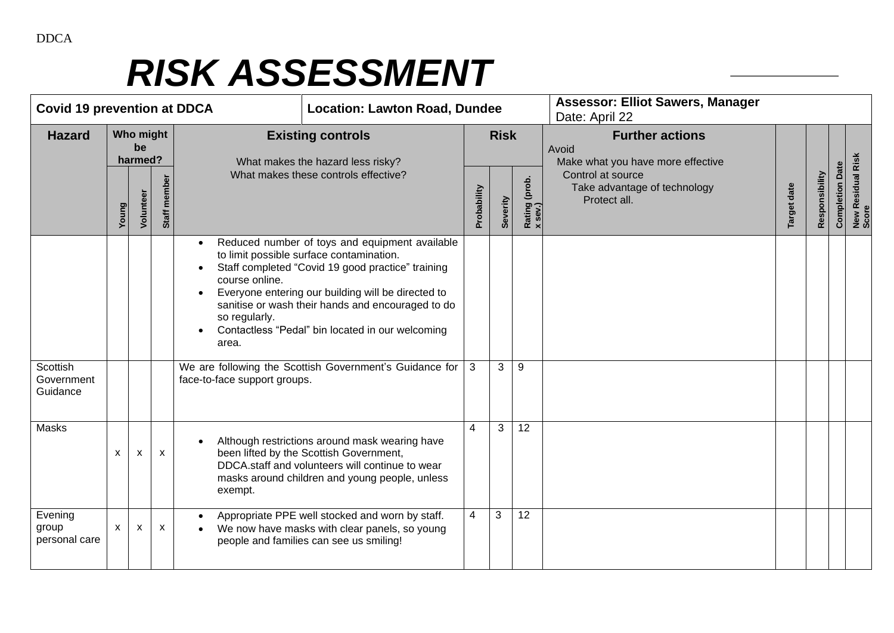DDCA

# *RISK ASSESSMENT*

| **Covid 19 prevention at DDCA** | | | | **Location: Lawton Road, Dundee** | | | | **Assessor: Elliot Sawers, Manager**<br>Date: April 22 | | | | |
|---|---|---|---|---|---|---|---|---|---|---|---|---|
| **Hazard** | **Who might be harmed?** | | | **Existing controls**<br>What makes the hazard less risky?<br>What makes these controls effective? | **Risk** | | | **Further actions**<br>Avoid<br>Make what you have more effective<br>Control at source<br>Take advantage of technology<br>Protect all. | | | | |
| | **Young** | **Volunteer** | **Staff member** | | **Probability** | **Severity** | **Rating (prob. x sev.)** | | **Target date** | **Responsibility** | **Completion Date** | **New Residual Risk Score** |
| | | | | • Reduced number of toys and equipment available to limit possible surface contamination.<br>• Staff completed "Covid 19 good practice" training course online.<br>• Everyone entering our building will be directed to sanitise or wash their hands and encouraged to do so regularly.<br>• Contactless "Pedal" bin located in our welcoming area. | | | | | | | | |
| Scottish Government Guidance | | | | We are following the Scottish Government's Guidance for face-to-face support groups. | 3 | 3 | 9 | | | | | |
| Masks | x | x | x | • Although restrictions around mask wearing have been lifted by the Scottish Government, DDCA.staff and volunteers will continue to wear masks around children and young people, unless exempt. | 4 | 3 | 12 | | | | | |
| Evening group personal care | x | x | x | • Appropriate PPE well stocked and worn by staff.<br>• We now have masks with clear panels, so young people and families can see us smiling! | 4 | 3 | 12 | | | | | |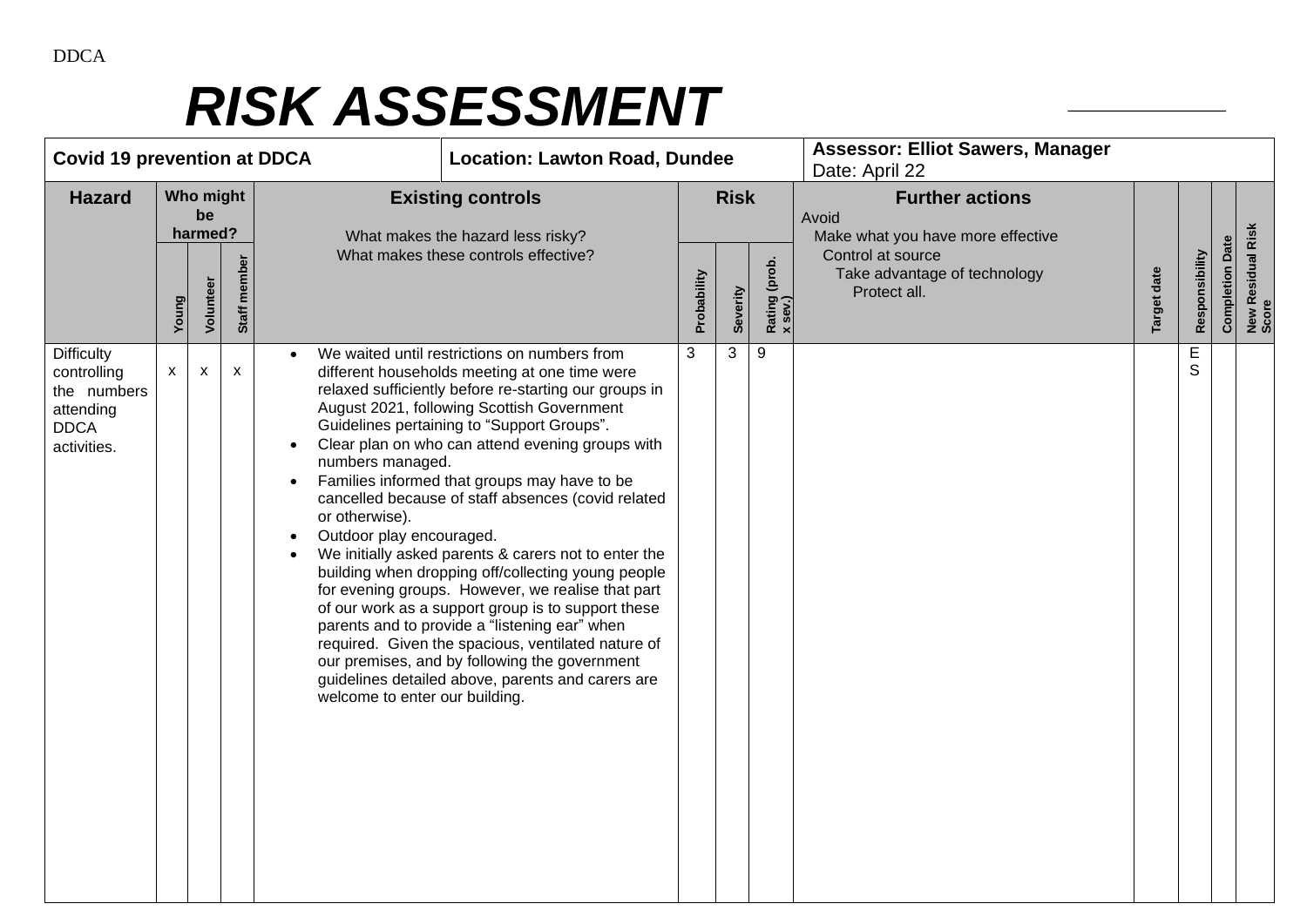DDCA

# *RISK ASSESSMENT*

| Covid 19 prevention at DDCA | | | | Location: Lawton Road, Dundee | | | | Assessor: Elliot Sawers, Manager<br>Date: April 22 | | | | |
|---|---|---|---|---|---|---|---|---|---|---|---|---|
| **Hazard** | **Who might be harmed?** | | | **Existing controls**<br>What makes the hazard less risky?<br>What makes these controls effective? | **Risk** | | | **Further actions**<br>Avoid<br>Make what you have more effective<br>Control at source<br>Take advantage of technology<br>Protect all. | | | | |
| | **Young** | **Volunteer** | **Staff member** | | **Probability** | **Severity** | **Rating (prob. x sev.)** | | **Target date** | **Responsibility** | **Completion Date** | **New Residual Risk Score** |
| Difficulty controlling the numbers attending DDCA activities. | x | x | x | • We waited until restrictions on numbers from different households meeting at one time were relaxed sufficiently before re-starting our groups in August 2021, following Scottish Government Guidelines pertaining to "Support Groups".<br>• Clear plan on who can attend evening groups with numbers managed.<br>• Families informed that groups may have to be cancelled because of staff absences (covid related or otherwise).<br>• Outdoor play encouraged.<br>• We initially asked parents & carers not to enter the building when dropping off/collecting young people for evening groups. However, we realise that part of our work as a support group is to support these parents and to provide a "listening ear" when required. Given the spacious, ventilated nature of our premises, and by following the government guidelines detailed above, parents and carers are welcome to enter our building. | 3 | 3 | 9 | | | ES | | |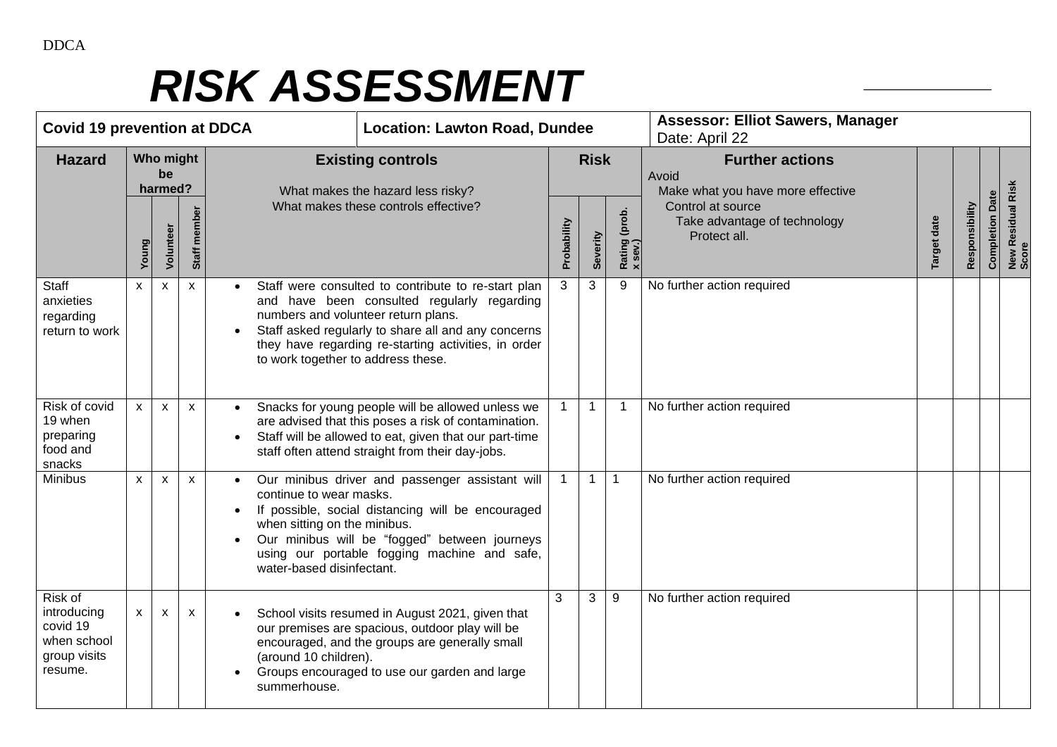DDCA

# *RISK ASSESSMENT*

| **Covid 19 prevention at DDCA** | | | | **Location: Lawton Road, Dundee** | | | | **Assessor: Elliot Sawers, Manager** Date: April 22 | | | | |
|---|---|---|---|---|---|---|---|---|---|---|---|---|
| **Hazard** | **Who might be harmed?** | | | **Existing controls** What makes the hazard less risky? What makes these controls effective? | **Risk** | | | **Further actions** Avoid Make what you have more effective Control at source Take advantage of technology Protect all. | | | | |
| | Young | Volunteer | Staff member | | Probability | Severity | Rating (prob. x sev.) | | Target date | Responsibility | Completion Date | New Residual Risk Score |
| Staff anxieties regarding return to work | x | x | x | • Staff were consulted to contribute to re-start plan and have been consulted regularly regarding numbers and volunteer return plans. • Staff asked regularly to share all and any concerns they have regarding re-starting activities, in order to work together to address these. | 3 | 3 | 9 | No further action required | | | | |
| Risk of covid 19 when preparing food and snacks | x | x | x | • Snacks for young people will be allowed unless we are advised that this poses a risk of contamination. • Staff will be allowed to eat, given that our part-time staff often attend straight from their day-jobs. | 1 | 1 | 1 | No further action required | | | | |
| Minibus | x | x | x | • Our minibus driver and passenger assistant will continue to wear masks. • If possible, social distancing will be encouraged when sitting on the minibus. • Our minibus will be "fogged" between journeys using our portable fogging machine and safe, water-based disinfectant. | 1 | 1 | 1 | No further action required | | | | |
| Risk of introducing covid 19 when school group visits resume. | x | x | x | • School visits resumed in August 2021, given that our premises are spacious, outdoor play will be encouraged, and the groups are generally small (around 10 children). • Groups encouraged to use our garden and large summerhouse. | 3 | 3 | 9 | No further action required | | | | |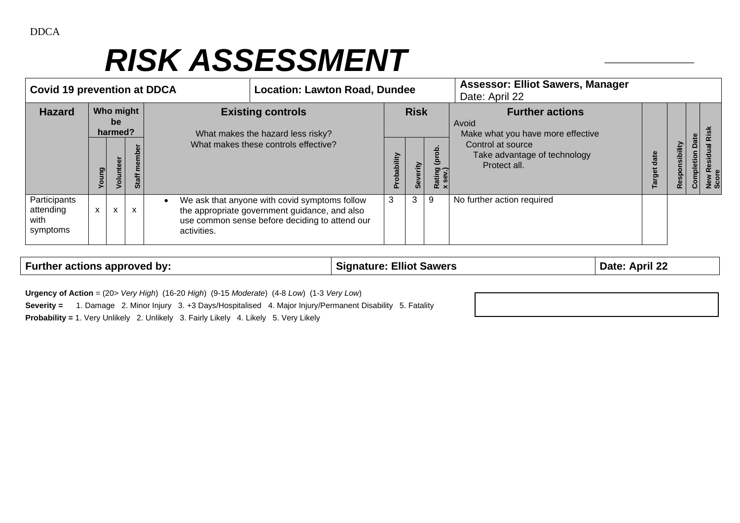DDCA

# RISK ASSESSMENT

| Covid 19 prevention at DDCA | Location: Lawton Road, Dundee | Assessor: Elliot Sawers, Manager<br>Date: April 22 |
|---|---|---|

| Hazard | Who might be harmed? | | | Existing controls<br>What makes the hazard less risky?<br>What makes these controls effective? | Risk | | | Further actions<br>Avoid<br>Make what you have more effective<br>Control at source<br>Take advantage of technology<br>Protect all. | Target date | Responsibility | Completion Date | New Residual Risk Score |
|---|---|---|---|---|---|---|---|---|---|---|---|---|
| | Young | Volunteer | Staff member | | Probability | Severity | Rating (prob. x sev.) | | | | | |
| Participants attending with symptoms | x | x | x | • We ask that anyone with covid symptoms follow the appropriate government guidance, and also use common sense before deciding to attend our activities. | 3 | 3 | 9 | No further action required | | | | |

| Further actions approved by: | Signature: Elliot Sawers | Date: April 22 |
|---|---|---|

**Urgency of Action** = (20> *Very High*) (16-20 *High*) (9-15 *Moderate*) (4-8 *Low*) (1-3 *Very Low*)

**Severity =** 1. Damage 2. Minor Injury 3. +3 Days/Hospitalised 4. Major Injury/Permanent Disability 5. Fatality

**Probability =** 1. Very Unlikely 2. Unlikely 3. Fairly Likely 4. Likely 5. Very Likely